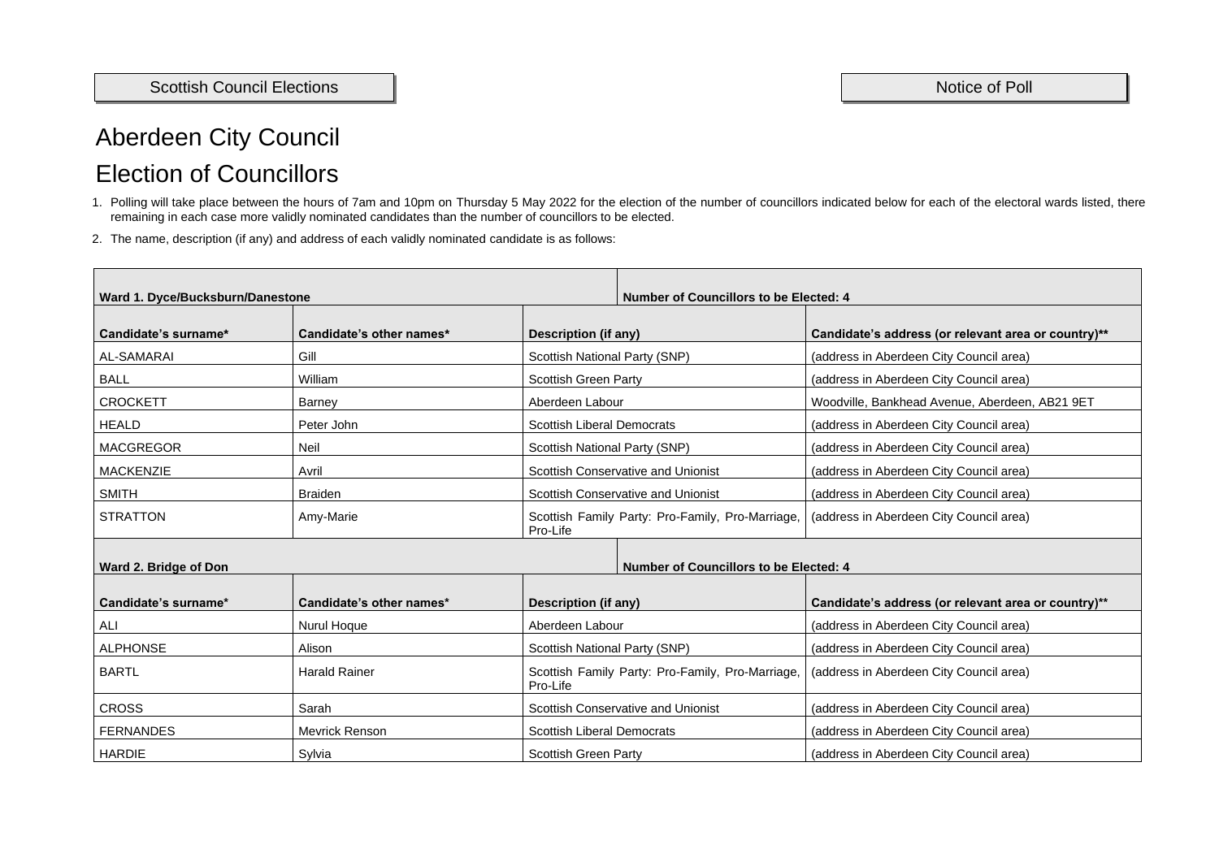Scottish Council Elections

Notice of Poll

# Aberdeen City Council

# Election of Councillors

1. Polling will take place between the hours of 7am and 10pm on Thursday 5 May 2022 for the election of the number of councillors indicated below for each of the electoral wards listed, there remaining in each case more validly nominated candidates than the number of councillors to be elected.
2. The name, description (if any) and address of each validly nominated candidate is as follows:

| **Ward 1. Dyce/Bucksburn/Danestone** | | **Number of Councillors to be Elected: 4** | |
|---|---|---|---|
| **Candidate's surname*** | **Candidate's other names*** | **Description (if any)** | **Candidate's address (or relevant area or country)**** |
| AL-SAMARAI | Gill | Scottish National Party (SNP) | (address in Aberdeen City Council area) |
| BALL | William | Scottish Green Party | (address in Aberdeen City Council area) |
| CROCKETT | Barney | Aberdeen Labour | Woodville, Bankhead Avenue, Aberdeen, AB21 9ET |
| HEALD | Peter John | Scottish Liberal Democrats | (address in Aberdeen City Council area) |
| MACGREGOR | Neil | Scottish National Party (SNP) | (address in Aberdeen City Council area) |
| MACKENZIE | Avril | Scottish Conservative and Unionist | (address in Aberdeen City Council area) |
| SMITH | Braiden | Scottish Conservative and Unionist | (address in Aberdeen City Council area) |
| STRATTON | Amy-Marie | Scottish Family Party: Pro-Family, Pro-Marriage, Pro-Life | (address in Aberdeen City Council area) |

| **Ward 2. Bridge of Don** | | **Number of Councillors to be Elected: 4** | |
|---|---|---|---|
| **Candidate's surname*** | **Candidate's other names*** | **Description (if any)** | **Candidate's address (or relevant area or country)**** |
| ALI | Nurul Hoque | Aberdeen Labour | (address in Aberdeen City Council area) |
| ALPHONSE | Alison | Scottish National Party (SNP) | (address in Aberdeen City Council area) |
| BARTL | Harald Rainer | Scottish Family Party: Pro-Family, Pro-Marriage, Pro-Life | (address in Aberdeen City Council area) |
| CROSS | Sarah | Scottish Conservative and Unionist | (address in Aberdeen City Council area) |
| FERNANDES | Mevrick Renson | Scottish Liberal Democrats | (address in Aberdeen City Council area) |
| HARDIE | Sylvia | Scottish Green Party | (address in Aberdeen City Council area) |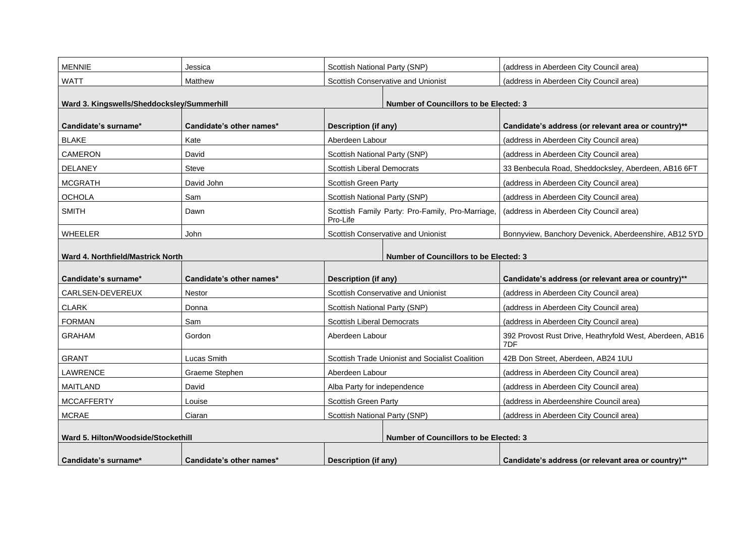| Candidate's surname* | Candidate's other names* | Description (if any) | Candidate's address (or relevant area or country)** |
|---|---|---|---|
| MENNIE | Jessica | Scottish National Party (SNP) | (address in Aberdeen City Council area) |
| WATT | Matthew | Scottish Conservative and Unionist | (address in Aberdeen City Council area) |

| Ward 3. Kingswells/Sheddocksley/Summerhill | | Number of Councillors to be Elected: 3 | |
|---|---|---|---|
| **Candidate's surname*** | **Candidate's other names*** | **Description (if any)** | **Candidate's address (or relevant area or country)**** |
| BLAKE | Kate | Aberdeen Labour | (address in Aberdeen City Council area) |
| CAMERON | David | Scottish National Party (SNP) | (address in Aberdeen City Council area) |
| DELANEY | Steve | Scottish Liberal Democrats | 33 Benbecula Road, Sheddocksley, Aberdeen, AB16 6FT |
| MCGRATH | David John | Scottish Green Party | (address in Aberdeen City Council area) |
| OCHOLA | Sam | Scottish National Party (SNP) | (address in Aberdeen City Council area) |
| SMITH | Dawn | Scottish Family Party: Pro-Family, Pro-Marriage, Pro-Life | (address in Aberdeen City Council area) |
| WHEELER | John | Scottish Conservative and Unionist | Bonnyview, Banchory Devenick, Aberdeenshire, AB12 5YD |

| Ward 4. Northfield/Mastrick North | | Number of Councillors to be Elected: 3 | |
|---|---|---|---|
| **Candidate's surname*** | **Candidate's other names*** | **Description (if any)** | **Candidate's address (or relevant area or country)**** |
| CARLSEN-DEVEREUX | Nestor | Scottish Conservative and Unionist | (address in Aberdeen City Council area) |
| CLARK | Donna | Scottish National Party (SNP) | (address in Aberdeen City Council area) |
| FORMAN | Sam | Scottish Liberal Democrats | (address in Aberdeen City Council area) |
| GRAHAM | Gordon | Aberdeen Labour | 392 Provost Rust Drive, Heathryfold West, Aberdeen, AB16 7DF |
| GRANT | Lucas Smith | Scottish Trade Unionist and Socialist Coalition | 42B Don Street, Aberdeen, AB24 1UU |
| LAWRENCE | Graeme Stephen | Aberdeen Labour | (address in Aberdeen City Council area) |
| MAITLAND | David | Alba Party for independence | (address in Aberdeen City Council area) |
| MCCAFFERTY | Louise | Scottish Green Party | (address in Aberdeenshire Council area) |
| MCRAE | Ciaran | Scottish National Party (SNP) | (address in Aberdeen City Council area) |

| Ward 5. Hilton/Woodside/Stockethill | | Number of Councillors to be Elected: 3 | |
|---|---|---|---|
| **Candidate's surname*** | **Candidate's other names*** | **Description (if any)** | **Candidate's address (or relevant area or country)**** |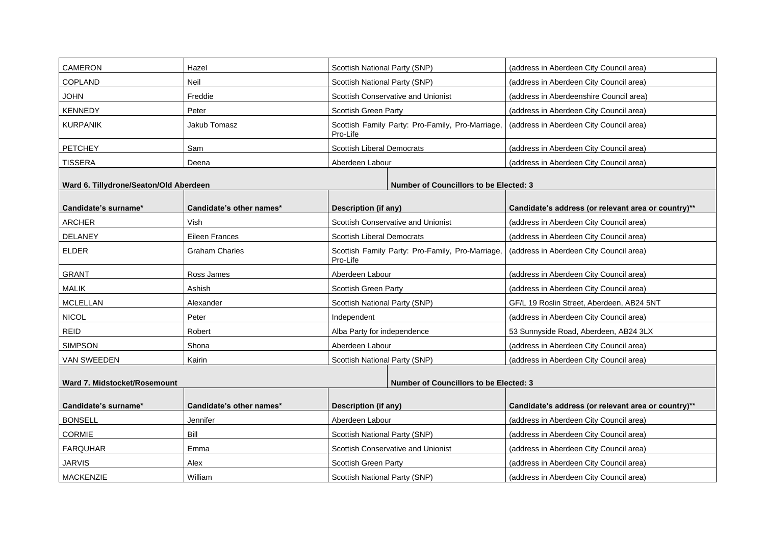| Candidate's surname* | Candidate's other names* | Description (if any) | Candidate's address (or relevant area or country)** |
|---|---|---|---|
| CAMERON | Hazel | Scottish National Party (SNP) | (address in Aberdeen City Council area) |
| COPLAND | Neil | Scottish National Party (SNP) | (address in Aberdeen City Council area) |
| JOHN | Freddie | Scottish Conservative and Unionist | (address in Aberdeenshire Council area) |
| KENNEDY | Peter | Scottish Green Party | (address in Aberdeen City Council area) |
| KURPANIK | Jakub Tomasz | Scottish Family Party: Pro-Family, Pro-Marriage, Pro-Life | (address in Aberdeen City Council area) |
| PETCHEY | Sam | Scottish Liberal Democrats | (address in Aberdeen City Council area) |
| TISSERA | Deena | Aberdeen Labour | (address in Aberdeen City Council area) |

**Ward 6. Tillydrone/Seaton/Old Aberdeen** — **Number of Councillors to be Elected: 3**

| Candidate's surname* | Candidate's other names* | Description (if any) | Candidate's address (or relevant area or country)** |
|---|---|---|---|
| ARCHER | Vish | Scottish Conservative and Unionist | (address in Aberdeen City Council area) |
| DELANEY | Eileen Frances | Scottish Liberal Democrats | (address in Aberdeen City Council area) |
| ELDER | Graham Charles | Scottish Family Party: Pro-Family, Pro-Marriage, Pro-Life | (address in Aberdeen City Council area) |
| GRANT | Ross James | Aberdeen Labour | (address in Aberdeen City Council area) |
| MALIK | Ashish | Scottish Green Party | (address in Aberdeen City Council area) |
| MCLELLAN | Alexander | Scottish National Party (SNP) | GF/L 19 Roslin Street, Aberdeen, AB24 5NT |
| NICOL | Peter | Independent | (address in Aberdeen City Council area) |
| REID | Robert | Alba Party for independence | 53 Sunnyside Road, Aberdeen, AB24 3LX |
| SIMPSON | Shona | Aberdeen Labour | (address in Aberdeen City Council area) |
| VAN SWEEDEN | Kairin | Scottish National Party (SNP) | (address in Aberdeen City Council area) |

**Ward 7. Midstocket/Rosemount** — **Number of Councillors to be Elected: 3**

| Candidate's surname* | Candidate's other names* | Description (if any) | Candidate's address (or relevant area or country)** |
|---|---|---|---|
| BONSELL | Jennifer | Aberdeen Labour | (address in Aberdeen City Council area) |
| CORMIE | Bill | Scottish National Party (SNP) | (address in Aberdeen City Council area) |
| FARQUHAR | Emma | Scottish Conservative and Unionist | (address in Aberdeen City Council area) |
| JARVIS | Alex | Scottish Green Party | (address in Aberdeen City Council area) |
| MACKENZIE | William | Scottish National Party (SNP) | (address in Aberdeen City Council area) |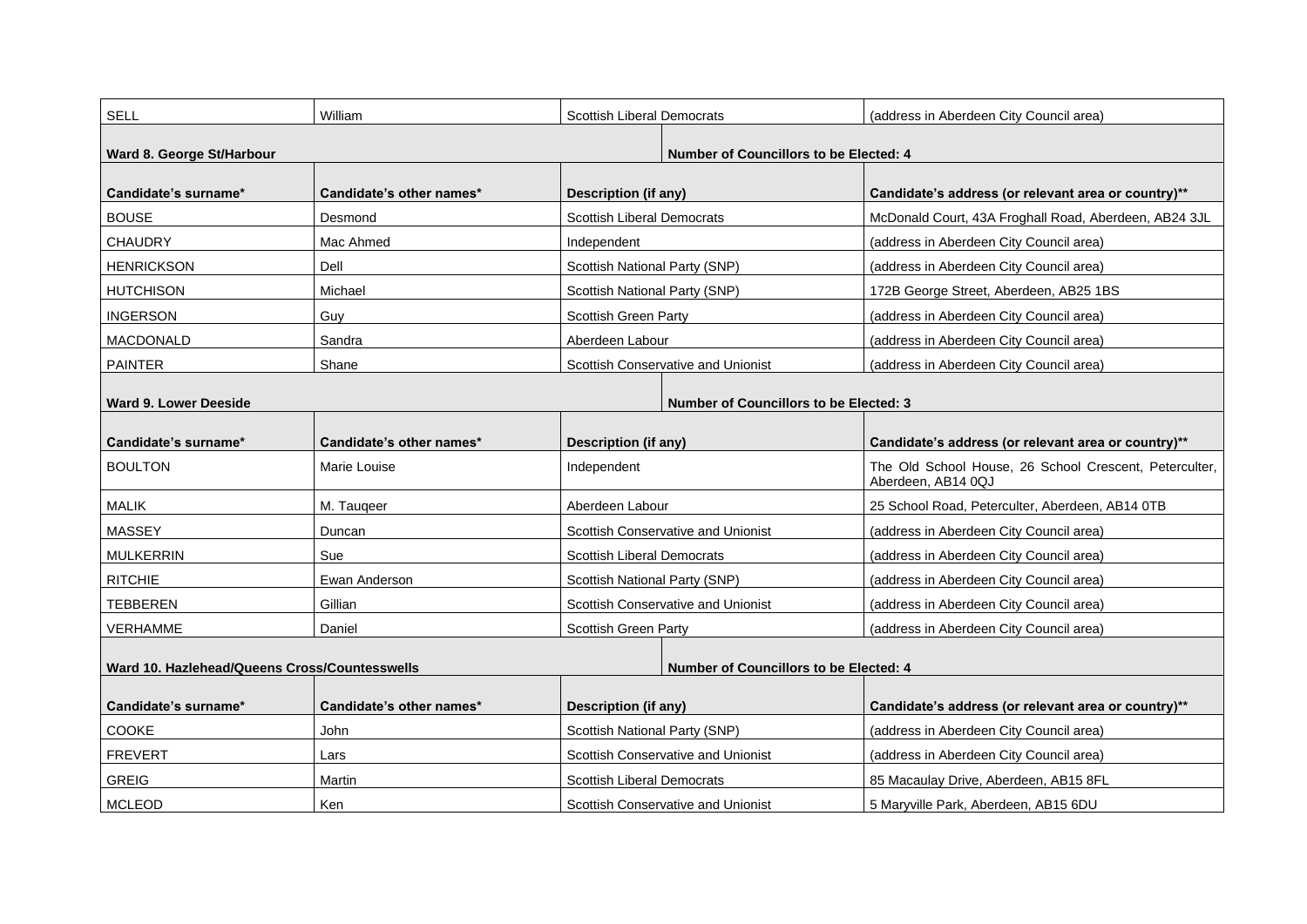| SELL | William | Scottish Liberal Democrats | (address in Aberdeen City Council area) |
|---|---|---|---|

**Ward 8. George St/Harbour** — **Number of Councillors to be Elected: 4**

| Candidate's surname* | Candidate's other names* | Description (if any) | Candidate's address (or relevant area or country)** |
|---|---|---|---|
| BOUSE | Desmond | Scottish Liberal Democrats | McDonald Court, 43A Froghall Road, Aberdeen, AB24 3JL |
| CHAUDRY | Mac Ahmed | Independent | (address in Aberdeen City Council area) |
| HENRICKSON | Dell | Scottish National Party (SNP) | (address in Aberdeen City Council area) |
| HUTCHISON | Michael | Scottish National Party (SNP) | 172B George Street, Aberdeen, AB25 1BS |
| INGERSON | Guy | Scottish Green Party | (address in Aberdeen City Council area) |
| MACDONALD | Sandra | Aberdeen Labour | (address in Aberdeen City Council area) |
| PAINTER | Shane | Scottish Conservative and Unionist | (address in Aberdeen City Council area) |

**Ward 9. Lower Deeside** — **Number of Councillors to be Elected: 3**

| Candidate's surname* | Candidate's other names* | Description (if any) | Candidate's address (or relevant area or country)** |
|---|---|---|---|
| BOULTON | Marie Louise | Independent | The Old School House, 26 School Crescent, Peterculter, Aberdeen, AB14 0QJ |
| MALIK | M. Tauqeer | Aberdeen Labour | 25 School Road, Peterculter, Aberdeen, AB14 0TB |
| MASSEY | Duncan | Scottish Conservative and Unionist | (address in Aberdeen City Council area) |
| MULKERRIN | Sue | Scottish Liberal Democrats | (address in Aberdeen City Council area) |
| RITCHIE | Ewan Anderson | Scottish National Party (SNP) | (address in Aberdeen City Council area) |
| TEBBEREN | Gillian | Scottish Conservative and Unionist | (address in Aberdeen City Council area) |
| VERHAMME | Daniel | Scottish Green Party | (address in Aberdeen City Council area) |

**Ward 10. Hazlehead/Queens Cross/Countesswells** — **Number of Councillors to be Elected: 4**

| Candidate's surname* | Candidate's other names* | Description (if any) | Candidate's address (or relevant area or country)** |
|---|---|---|---|
| COOKE | John | Scottish National Party (SNP) | (address in Aberdeen City Council area) |
| FREVERT | Lars | Scottish Conservative and Unionist | (address in Aberdeen City Council area) |
| GREIG | Martin | Scottish Liberal Democrats | 85 Macaulay Drive, Aberdeen, AB15 8FL |
| MCLEOD | Ken | Scottish Conservative and Unionist | 5 Maryville Park, Aberdeen, AB15 6DU |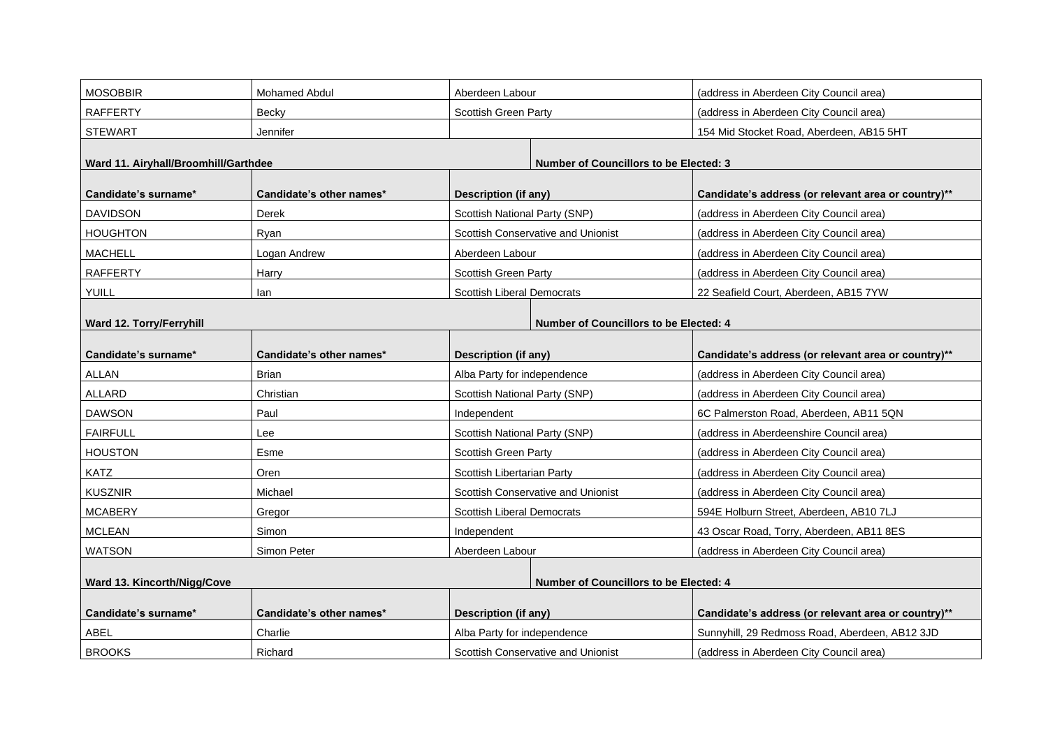| MOSOBBIR | Mohamed Abdul | Aberdeen Labour | (address in Aberdeen City Council area) |
|---|---|---|---|
| RAFFERTY | Becky | Scottish Green Party | (address in Aberdeen City Council area) |
| STEWART | Jennifer | | 154 Mid Stocket Road, Aberdeen, AB15 5HT |

**Ward 11. Airyhall/Broomhill/Garthdee** — **Number of Councillors to be Elected: 3**

| Candidate's surname* | Candidate's other names* | Description (if any) | Candidate's address (or relevant area or country)** |
|---|---|---|---|
| DAVIDSON | Derek | Scottish National Party (SNP) | (address in Aberdeen City Council area) |
| HOUGHTON | Ryan | Scottish Conservative and Unionist | (address in Aberdeen City Council area) |
| MACHELL | Logan Andrew | Aberdeen Labour | (address in Aberdeen City Council area) |
| RAFFERTY | Harry | Scottish Green Party | (address in Aberdeen City Council area) |
| YUILL | Ian | Scottish Liberal Democrats | 22 Seafield Court, Aberdeen, AB15 7YW |

**Ward 12. Torry/Ferryhill** — **Number of Councillors to be Elected: 4**

| Candidate's surname* | Candidate's other names* | Description (if any) | Candidate's address (or relevant area or country)** |
|---|---|---|---|
| ALLAN | Brian | Alba Party for independence | (address in Aberdeen City Council area) |
| ALLARD | Christian | Scottish National Party (SNP) | (address in Aberdeen City Council area) |
| DAWSON | Paul | Independent | 6C Palmerston Road, Aberdeen, AB11 5QN |
| FAIRFULL | Lee | Scottish National Party (SNP) | (address in Aberdeenshire Council area) |
| HOUSTON | Esme | Scottish Green Party | (address in Aberdeen City Council area) |
| KATZ | Oren | Scottish Libertarian Party | (address in Aberdeen City Council area) |
| KUSZNIR | Michael | Scottish Conservative and Unionist | (address in Aberdeen City Council area) |
| MCABERY | Gregor | Scottish Liberal Democrats | 594E Holburn Street, Aberdeen, AB10 7LJ |
| MCLEAN | Simon | Independent | 43 Oscar Road, Torry, Aberdeen, AB11 8ES |
| WATSON | Simon Peter | Aberdeen Labour | (address in Aberdeen City Council area) |

**Ward 13. Kincorth/Nigg/Cove** — **Number of Councillors to be Elected: 4**

| Candidate's surname* | Candidate's other names* | Description (if any) | Candidate's address (or relevant area or country)** |
|---|---|---|---|
| ABEL | Charlie | Alba Party for independence | Sunnyhill, 29 Redmoss Road, Aberdeen, AB12 3JD |
| BROOKS | Richard | Scottish Conservative and Unionist | (address in Aberdeen City Council area) |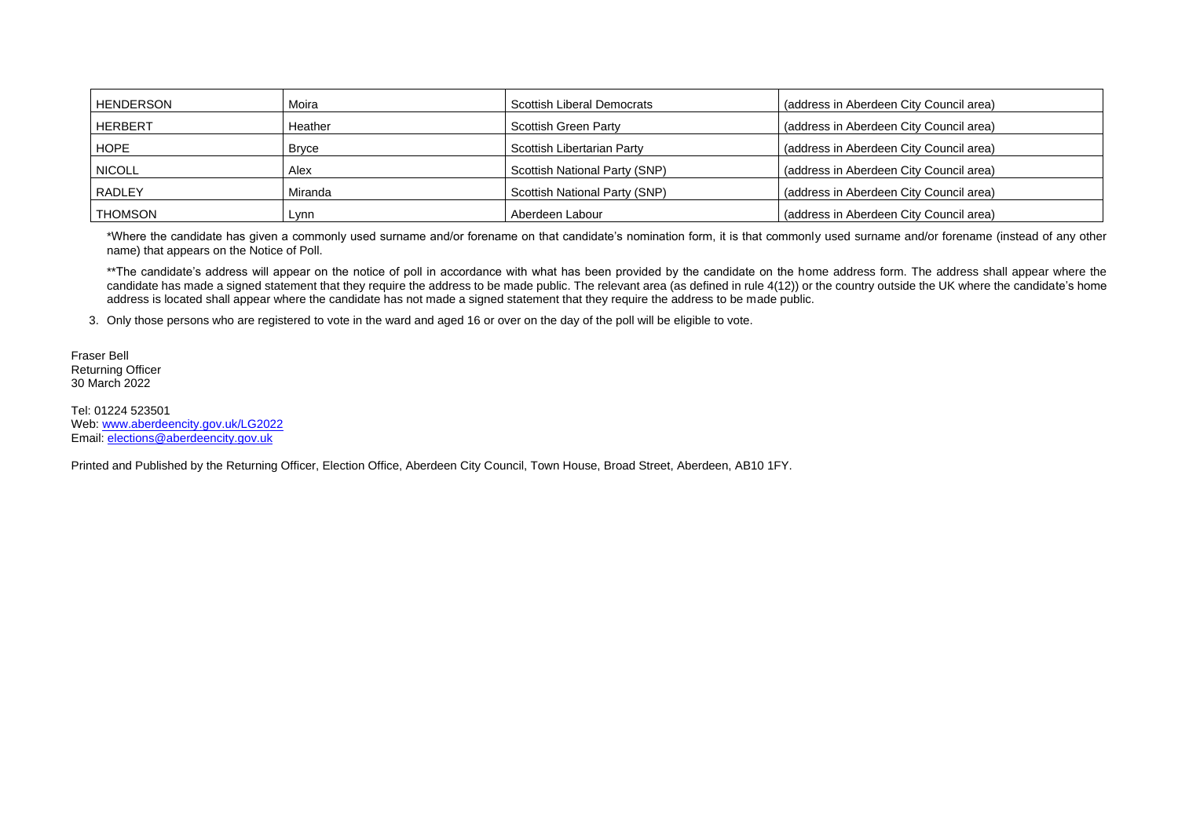| | | | |
|---|---|---|---|
| HENDERSON | Moira | Scottish Liberal Democrats | (address in Aberdeen City Council area) |
| HERBERT | Heather | Scottish Green Party | (address in Aberdeen City Council area) |
| HOPE | Bryce | Scottish Libertarian Party | (address in Aberdeen City Council area) |
| NICOLL | Alex | Scottish National Party (SNP) | (address in Aberdeen City Council area) |
| RADLEY | Miranda | Scottish National Party (SNP) | (address in Aberdeen City Council area) |
| THOMSON | Lynn | Aberdeen Labour | (address in Aberdeen City Council area) |

*Where the candidate has given a commonly used surname and/or forename on that candidate's nomination form, it is that commonly used surname and/or forename (instead of any other name) that appears on the Notice of Poll.

**The candidate's address will appear on the notice of poll in accordance with what has been provided by the candidate on the home address form. The address shall appear where the candidate has made a signed statement that they require the address to be made public. The relevant area (as defined in rule 4(12)) or the country outside the UK where the candidate's home address is located shall appear where the candidate has not made a signed statement that they require the address to be made public.

3. Only those persons who are registered to vote in the ward and aged 16 or over on the day of the poll will be eligible to vote.

Fraser Bell
Returning Officer
30 March 2022

Tel: 01224 523501
Web: www.aberdeencity.gov.uk/LG2022
Email: elections@aberdeencity.gov.uk

Printed and Published by the Returning Officer, Election Office, Aberdeen City Council, Town House, Broad Street, Aberdeen, AB10 1FY.